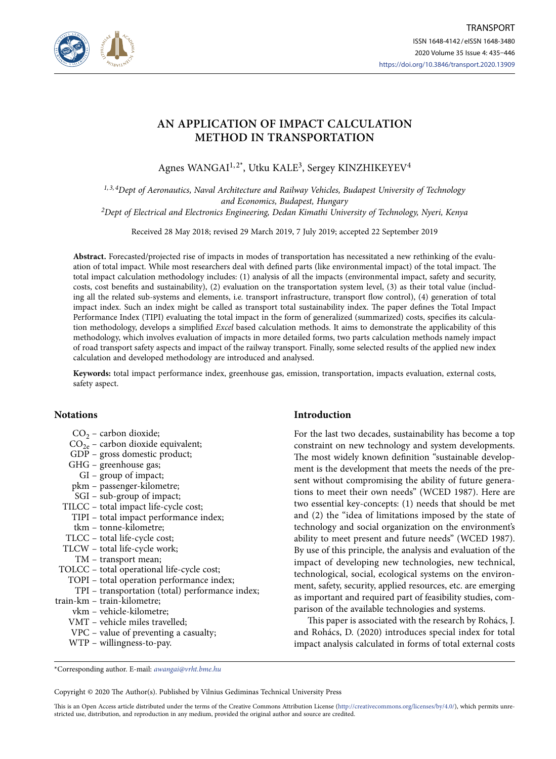# AN APPLICATION OF IMPACT CALCULATION METHOD IN TRANSPORTATION

Agnes WANGAI[1,2*], Utku KALE[3], Sergey KINZHIKEYEV[4]

[1,3,4]*Dept of Aeronautics, Naval Architecture and Railway Vehicles, Budapest University of Technology and Economics, Budapest, Hungary*
[2]*Dept of Electrical and Electronics Engineering, Dedan Kimathi University of Technology, Nyeri, Kenya*

Received 28 May 2018; revised 29 March 2019, 7 July 2019; accepted 22 September 2019

**Abstract.** Forecasted/projected rise of impacts in modes of transportation has necessitated a new rethinking of the evaluation of total impact. While most researchers deal with defined parts (like environmental impact) of the total impact. The total impact calculation methodology includes: (1) analysis of all the impacts (environmental impact, safety and security, costs, cost benefits and sustainability), (2) evaluation on the transportation system level, (3) as their total value (including all the related sub-systems and elements, i.e. transport infrastructure, transport flow control), (4) generation of total impact index. Such an index might be called as transport total sustainability index. The paper defines the Total Impact Performance Index (TIPI) evaluating the total impact in the form of generalized (summarized) costs, specifies its calculation methodology, develops a simplified *Excel* based calculation methods. It aims to demonstrate the applicability of this methodology, which involves evaluation of impacts in more detailed forms, two parts calculation methods namely impact of road transport safety aspects and impact of the railway transport. Finally, some selected results of the applied new index calculation and developed methodology are introduced and analysed.

**Keywords:** total impact performance index, greenhouse gas, emission, transportation, impacts evaluation, external costs, safety aspect.

## Notations

- $CO_2$ – carbon dioxide;
- $CO_{2e}$ – carbon dioxide equivalent;
- GDP – gross domestic product;
- GHG – greenhouse gas;
- GI – group of impact;
- pkm – passenger-kilometre;
- SGI – sub-group of impact;
- TILCC – total impact life-cycle cost;
- TIPI – total impact performance index;
- tkm – tonne-kilometre;
- TLCC – total life-cycle cost;
- TLCW – total life-cycle work;
- TM – transport mean;
- TOLCC – total operational life-cycle cost;
- TOPI – total operation performance index;
- TPI – transportation (total) performance index;
- train-km – train-kilometre;
- vkm – vehicle-kilometre;
- VMT – vehicle miles travelled;
- VPC – value of preventing a casualty;
- WTP – willingness-to-pay.

## Introduction

For the last two decades, sustainability has become a top constraint on new technology and system developments. The most widely known definition "sustainable development is the development that meets the needs of the present without compromising the ability of future generations to meet their own needs" (WCED 1987). Here are two essential key-concepts: (1) needs that should be met and (2) the "idea of limitations imposed by the state of technology and social organization on the environment's ability to meet present and future needs" (WCED 1987). By use of this principle, the analysis and evaluation of the impact of developing new technologies, new technical, technological, social, ecological systems on the environment, safety, security, applied resources, etc. are emerging as important and required part of feasibility studies, comparison of the available technologies and systems.

This paper is associated with the research by Rohács, J. and Rohács, D. (2020) introduces special index for total impact analysis calculated in forms of total external costs

*Corresponding author. E-mail: *awangai@vrht.bme.hu*

Copyright © 2020 The Author(s). Published by Vilnius Gediminas Technical University Press

This is an Open Access article distributed under the terms of the Creative Commons Attribution License (http://creativecommons.org/licenses/by/4.0/), which permits unrestricted use, distribution, and reproduction in any medium, provided the original author and source are credited.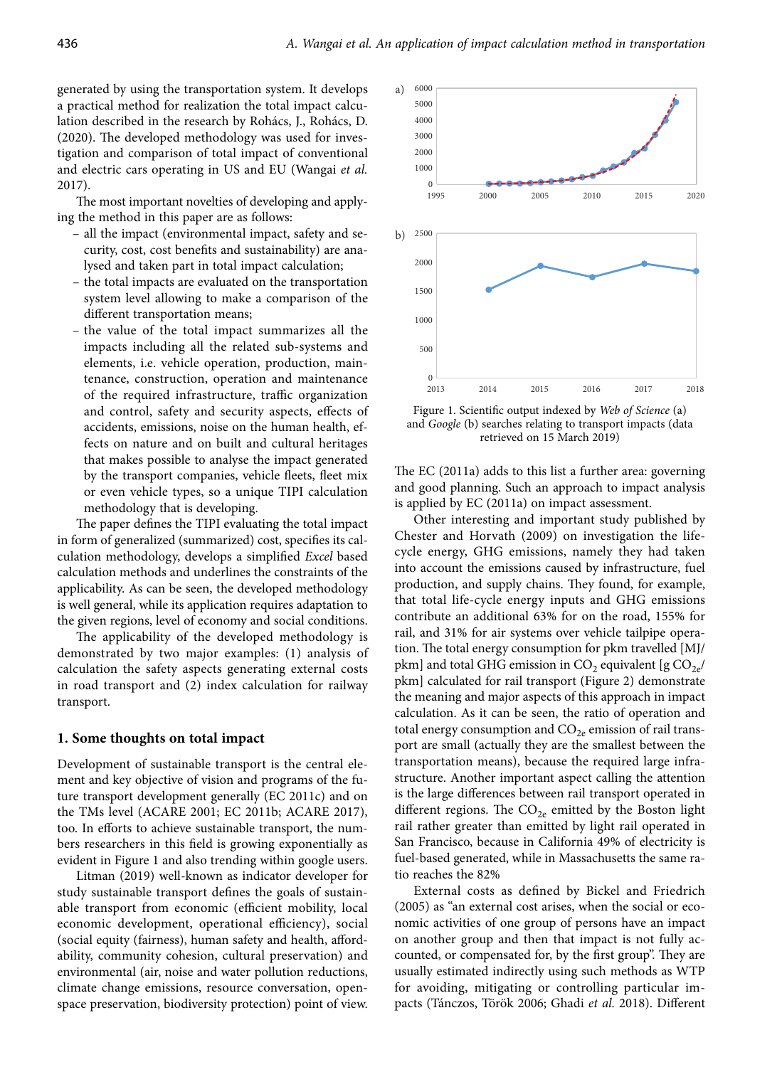generated by using the transportation system. It develops a practical method for realization the total impact calculation described in the research by Rohács, J., Rohács, D. (2020). The developed methodology was used for investigation and comparison of total impact of conventional and electric cars operating in US and EU (Wangai *et al.* 2017).

The most important novelties of developing and applying the method in this paper are as follows:

- all the impact (environmental impact, safety and security, cost, cost benefits and sustainability) are analysed and taken part in total impact calculation;
- the total impacts are evaluated on the transportation system level allowing to make a comparison of the different transportation means;
- the value of the total impact summarizes all the impacts including all the related sub-systems and elements, i.e. vehicle operation, production, maintenance, construction, operation and maintenance of the required infrastructure, traffic organization and control, safety and security aspects, effects of accidents, emissions, noise on the human health, effects on nature and on built and cultural heritages that makes possible to analyse the impact generated by the transport companies, vehicle fleets, fleet mix or even vehicle types, so a unique TIPI calculation methodology that is developing.

The paper defines the TIPI evaluating the total impact in form of generalized (summarized) cost, specifies its calculation methodology, develops a simplified *Excel* based calculation methods and underlines the constraints of the applicability. As can be seen, the developed methodology is well general, while its application requires adaptation to the given regions, level of economy and social conditions.

The applicability of the developed methodology is demonstrated by two major examples: (1) analysis of calculation the safety aspects generating external costs in road transport and (2) index calculation for railway transport.

## 1. Some thoughts on total impact

Development of sustainable transport is the central element and key objective of vision and programs of the future transport development generally (EC 2011c) and on the TMs level (ACARE 2001; EC 2011b; ACARE 2017), too. In efforts to achieve sustainable transport, the numbers researchers in this field is growing exponentially as evident in Figure 1 and also trending within google users.

Litman (2019) well-known as indicator developer for study sustainable transport defines the goals of sustainable transport from economic (efficient mobility, local economic development, operational efficiency), social (social equity (fairness), human safety and health, affordability, community cohesion, cultural preservation) and environmental (air, noise and water pollution reductions, climate change emissions, resource conversation, open-space preservation, biodiversity protection) point of view.

Figure 1. Scientific output indexed by *Web of Science* (a) and *Google* (b) searches relating to transport impacts (data retrieved on 15 March 2019)

The EC (2011a) adds to this list a further area: governing and good planning. Such an approach to impact analysis is applied by EC (2011a) on impact assessment.

Other interesting and important study published by Chester and Horvath (2009) on investigation the life-cycle energy, GHG emissions, namely they had taken into account the emissions caused by infrastructure, fuel production, and supply chains. They found, for example, that total life-cycle energy inputs and GHG emissions contribute an additional 63% for on the road, 155% for rail, and 31% for air systems over vehicle tailpipe operation. The total energy consumption for pkm travelled [MJ/pkm] and total GHG emission in $CO_2$ equivalent [g $CO_{2e}$/pkm] calculated for rail transport (Figure 2) demonstrate the meaning and major aspects of this approach in impact calculation. As it can be seen, the ratio of operation and total energy consumption and $CO_{2e}$ emission of rail transport are small (actually they are the smallest between the transportation means), because the required large infrastructure. Another important aspect calling the attention is the large differences between rail transport operated in different regions. The $CO_{2e}$ emitted by the Boston light rail rather greater than emitted by light rail operated in San Francisco, because in California 49% of electricity is fuel-based generated, while in Massachusetts the same ratio reaches the 82%

External costs as defined by Bickel and Friedrich (2005) as "an external cost arises, when the social or economic activities of one group of persons have an impact on another group and then that impact is not fully accounted, or compensated for, by the first group". They are usually estimated indirectly using such methods as WTP for avoiding, mitigating or controlling particular impacts (Tánczos, Török 2006; Ghadi *et al.* 2018). Different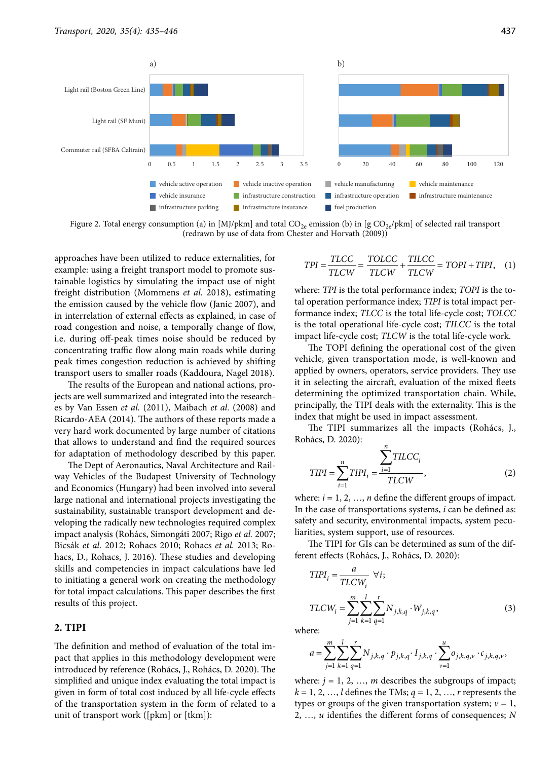Figure 2. Total energy consumption (a) in [MJ/pkm] and total $CO_{2e}$ emission (b) in [g $CO_{2e}$/pkm] of selected rail transport (redrawn by use of data from Chester and Horvath (2009))

approaches have been utilized to reduce externalities, for example: using a freight transport model to promote sustainable logistics by simulating the impact use of night freight distribution (Mommens *et al.* 2018), estimating the emission caused by the vehicle flow (Janic 2007), and in interrelation of external effects as explained, in case of road congestion and noise, a temporally change of flow, i.e. during off-peak times noise should be reduced by concentrating traffic flow along main roads while during peak times congestion reduction is achieved by shifting transport users to smaller roads (Kaddoura, Nagel 2018).

The results of the European and national actions, projects are well summarized and integrated into the researches by Van Essen *et al.* (2011), Maibach *et al.* (2008) and Ricardo-AEA (2014). The authors of these reports made a very hard work documented by large number of citations that allows to understand and find the required sources for adaptation of methodology described by this paper.

The Dept of Aeronautics, Naval Architecture and Railway Vehicles of the Budapest University of Technology and Economics (Hungary) had been involved into several large national and international projects investigating the sustainability, sustainable transport development and developing the radically new technologies required complex impact analysis (Rohács, Simongáti 2007; Rigo *et al.* 2007; Bicsák *et al.* 2012; Rohacs 2010; Rohacs *et al.* 2013; Rohacs, D., Rohacs, J. 2016). These studies and developing skills and competencies in impact calculations have led to initiating a general work on creating the methodology for total impact calculations. This paper describes the first results of this project.

## 2. TIPI

The definition and method of evaluation of the total impact that applies in this methodology development were introduced by reference (Rohács, J., Rohács, D. 2020). The simplified and unique index evaluating the total impact is given in form of total cost induced by all life-cycle effects of the transportation system in the form of related to a unit of transport work ([pkm] or [tkm]):

$$TPI = \frac{TLCC}{TLCW} = \frac{TOLCC}{TLCW} + \frac{TILCC}{TLCW} = TOPI + TIPI, \quad (1)$$

where: *TPI* is the total performance index; *TOPI* is the total operation performance index; *TIPI* is total impact performance index; *TLCC* is the total life-cycle cost; *TOLCC* is the total operational life-cycle cost; *TILCC* is the total impact life-cycle cost; *TLCW* is the total life-cycle work.

The TOPI defining the operational cost of the given vehicle, given transportation mode, is well-known and applied by owners, operators, service providers. They use it in selecting the aircraft, evaluation of the mixed fleets determining the optimized transportation chain. While, principally, the TIPI deals with the externality. This is the index that might be used in impact assessment.

The TIPI summarizes all the impacts (Rohács, J., Rohács, D. 2020):

$$TIPI = \sum_{i=1}^{n} TIPI_i = \frac{\sum_{i=1}^{n} TILCC_i}{TLCW}, \quad (2)$$

where: $i = 1, 2, \ldots, n$ define the different groups of impact. In the case of transportations systems, $i$ can be defined as: safety and security, environmental impacts, system peculiarities, system support, use of resources.

The TIPI for GIs can be determined as sum of the different effects (Rohács, J., Rohács, D. 2020):

$$TIPI_i = \frac{a}{TLCW_i} \quad \forall i;$$

$$TLCW_i = \sum_{j=1}^{m}\sum_{k=1}^{l}\sum_{q=1}^{r} N_{j,k,q} \cdot W_{j,k,q}, \quad (3)$$

where:

$$a = \sum_{j=1}^{m}\sum_{k=1}^{l}\sum_{q=1}^{r} N_{j,k,q} \cdot p_{j,k,q} \cdot I_{j,k,q} \cdot \sum_{v=1}^{u} o_{j,k,q,v} \cdot c_{j,k,q,v},$$

where: $j = 1, 2, \ldots, m$ describes the subgroups of impact; $k = 1, 2, \ldots, l$ defines the TMs; $q = 1, 2, \ldots, r$ represents the types or groups of the given transportation system; $v = 1, 2, \ldots, u$ identifies the different forms of consequences; $N$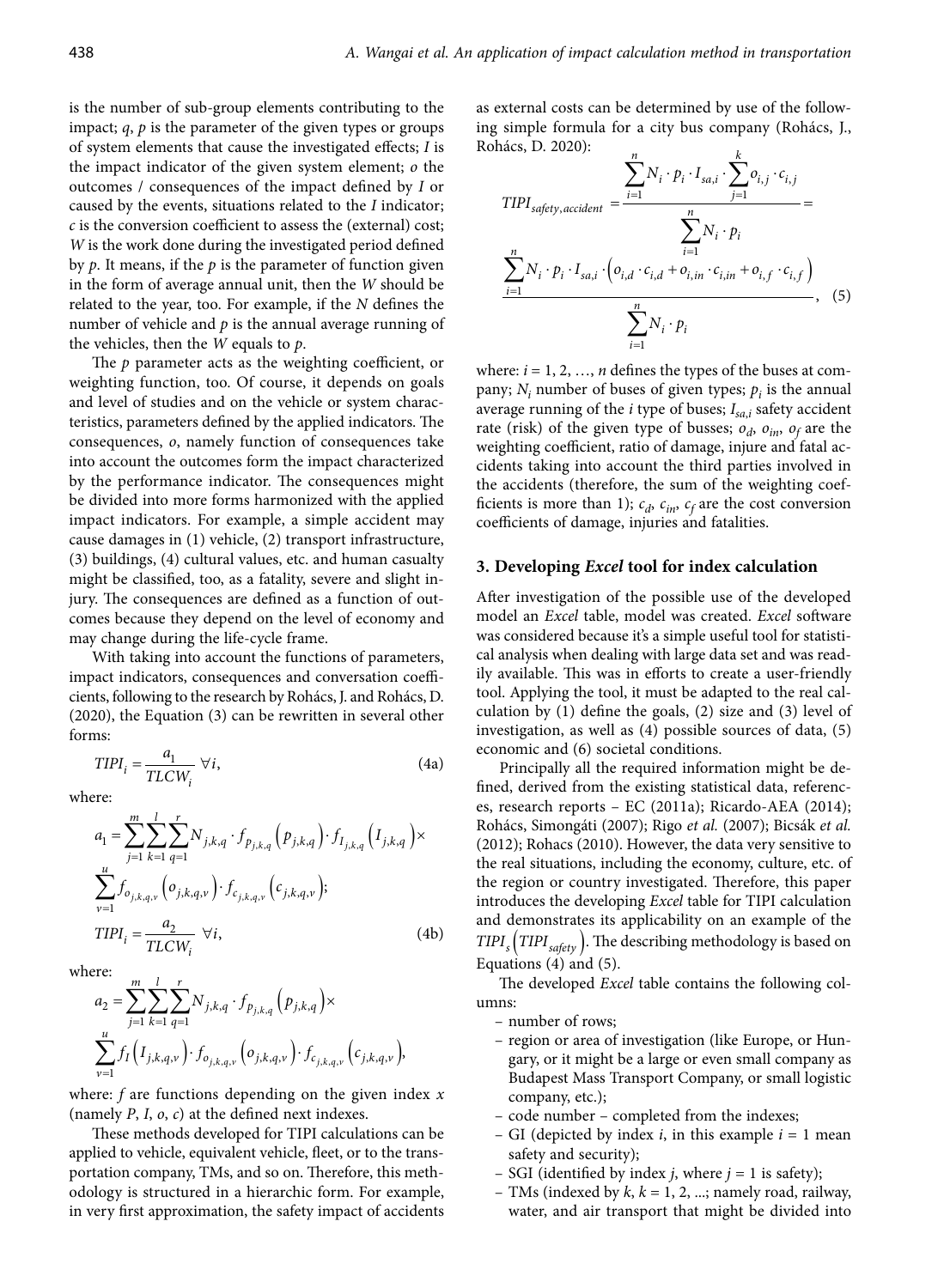is the number of sub-group elements contributing to the impact; $q$, $p$ is the parameter of the given types or groups of system elements that cause the investigated effects; $I$ is the impact indicator of the given system element; $o$ the outcomes / consequences of the impact defined by $I$ or caused by the events, situations related to the $I$ indicator; $c$ is the conversion coefficient to assess the (external) cost; $W$ is the work done during the investigated period defined by $p$. It means, if the $p$ is the parameter of function given in the form of average annual unit, then the $W$ should be related to the year, too. For example, if the $N$ defines the number of vehicle and $p$ is the annual average running of the vehicles, then the $W$ equals to $p$.

The $p$ parameter acts as the weighting coefficient, or weighting function, too. Of course, it depends on goals and level of studies and on the vehicle or system characteristics, parameters defined by the applied indicators. The consequences, $o$, namely function of consequences take into account the outcomes form the impact characterized by the performance indicator. The consequences might be divided into more forms harmonized with the applied impact indicators. For example, a simple accident may cause damages in (1) vehicle, (2) transport infrastructure, (3) buildings, (4) cultural values, etc. and human casualty might be classified, too, as a fatality, severe and slight injury. The consequences are defined as a function of outcomes because they depend on the level of economy and may change during the life-cycle frame.

With taking into account the functions of parameters, impact indicators, consequences and conversation coefficients, following to the research by Rohács, J. and Rohács, D. (2020), the Equation (3) can be rewritten in several other forms:

$$TIPI_i = \frac{a_1}{TLCW_i} \;\forall i, \tag{4a}$$

where:

$$a_1 = \sum_{j=1}^{m}\sum_{k=1}^{l}\sum_{q=1}^{r} N_{j,k,q} \cdot f_{p_{j,k,q}}\left(p_{j,k,q}\right) \cdot f_{I_{j,k,q}}\left(I_{j,k,q}\right) \times \sum_{v=1}^{u} f_{o_{j,k,q,v}}\left(o_{j,k,q,v}\right) \cdot f_{c_{j,k,q,v}}\left(c_{j,k,q,v}\right);$$

$$TIPI_i = \frac{a_2}{TLCW_i} \;\forall i, \tag{4b}$$

where:

$$a_2 = \sum_{j=1}^{m}\sum_{k=1}^{l}\sum_{q=1}^{r} N_{j,k,q} \cdot f_{p_{j,k,q}}\left(p_{j,k,q}\right) \times \sum_{v=1}^{u} f_I\left(I_{j,k,q,v}\right) \cdot f_{o_{j,k,q,v}}\left(o_{j,k,q,v}\right) \cdot f_{c_{j,k,q,v}}\left(c_{j,k,q,v}\right),$$

where: $f$ are functions depending on the given index $x$ (namely $P$, $I$, $o$, $c$) at the defined next indexes.

These methods developed for TIPI calculations can be applied to vehicle, equivalent vehicle, fleet, or to the transportation company, TMs, and so on. Therefore, this methodology is structured in a hierarchic form. For example, in very first approximation, the safety impact of accidents as external costs can be determined by use of the following simple formula for a city bus company (Rohács, J., Rohács, D. 2020):

$$TIPI_{safety,accident} = \frac{\sum_{i=1}^{n} N_i \cdot p_i \cdot I_{sa,i} \cdot \sum_{j=1}^{k} o_{i,j} \cdot c_{i,j}}{\sum_{i=1}^{n} N_i \cdot p_i} = \frac{\sum_{i=1}^{n} N_i \cdot p_i \cdot I_{sa,i} \cdot \left(o_{i,d} \cdot c_{i,d} + o_{i,in} \cdot c_{i,in} + o_{i,f} \cdot c_{i,f}\right)}{\sum_{i=1}^{n} N_i \cdot p_i}, \tag{5}$$

where: $i = 1, 2, \ldots, n$ defines the types of the buses at company; $N_i$ number of buses of given types; $p_i$ is the annual average running of the $i$ type of buses; $I_{sa,i}$ safety accident rate (risk) of the given type of busses; $o_d$, $o_{in}$, $o_f$ are the weighting coefficient, ratio of damage, injure and fatal accidents taking into account the third parties involved in the accidents (therefore, the sum of the weighting coefficients is more than 1); $c_d$, $c_{in}$, $c_f$ are the cost conversion coefficients of damage, injuries and fatalities.

## 3. Developing *Excel* tool for index calculation

After investigation of the possible use of the developed model an *Excel* table, model was created. *Excel* software was considered because it's a simple useful tool for statistical analysis when dealing with large data set and was readily available. This was in efforts to create a user-friendly tool. Applying the tool, it must be adapted to the real calculation by (1) define the goals, (2) size and (3) level of investigation, as well as (4) possible sources of data, (5) economic and (6) societal conditions.

Principally all the required information might be defined, derived from the existing statistical data, references, research reports – EC (2011a); Ricardo-AEA (2014); Rohács, Simongáti (2007); Rigo *et al.* (2007); Bicsák *et al.* (2012); Rohacs (2010). However, the data very sensitive to the real situations, including the economy, culture, etc. of the region or country investigated. Therefore, this paper introduces the developing *Excel* table for TIPI calculation and demonstrates its applicability on an example of the $TIPI_s\left(TIPI_{safety}\right)$. The describing methodology is based on Equations (4) and (5).

The developed *Excel* table contains the following columns:

- number of rows;
- region or area of investigation (like Europe, or Hungary, or it might be a large or even small company as Budapest Mass Transport Company, or small logistic company, etc.);
- code number – completed from the indexes;
- GI (depicted by index $i$, in this example $i = 1$ mean safety and security);
- SGI (identified by index $j$, where $j = 1$ is safety);
- TMs (indexed by $k$, $k = 1, 2, \ldots$; namely road, railway, water, and air transport that might be divided into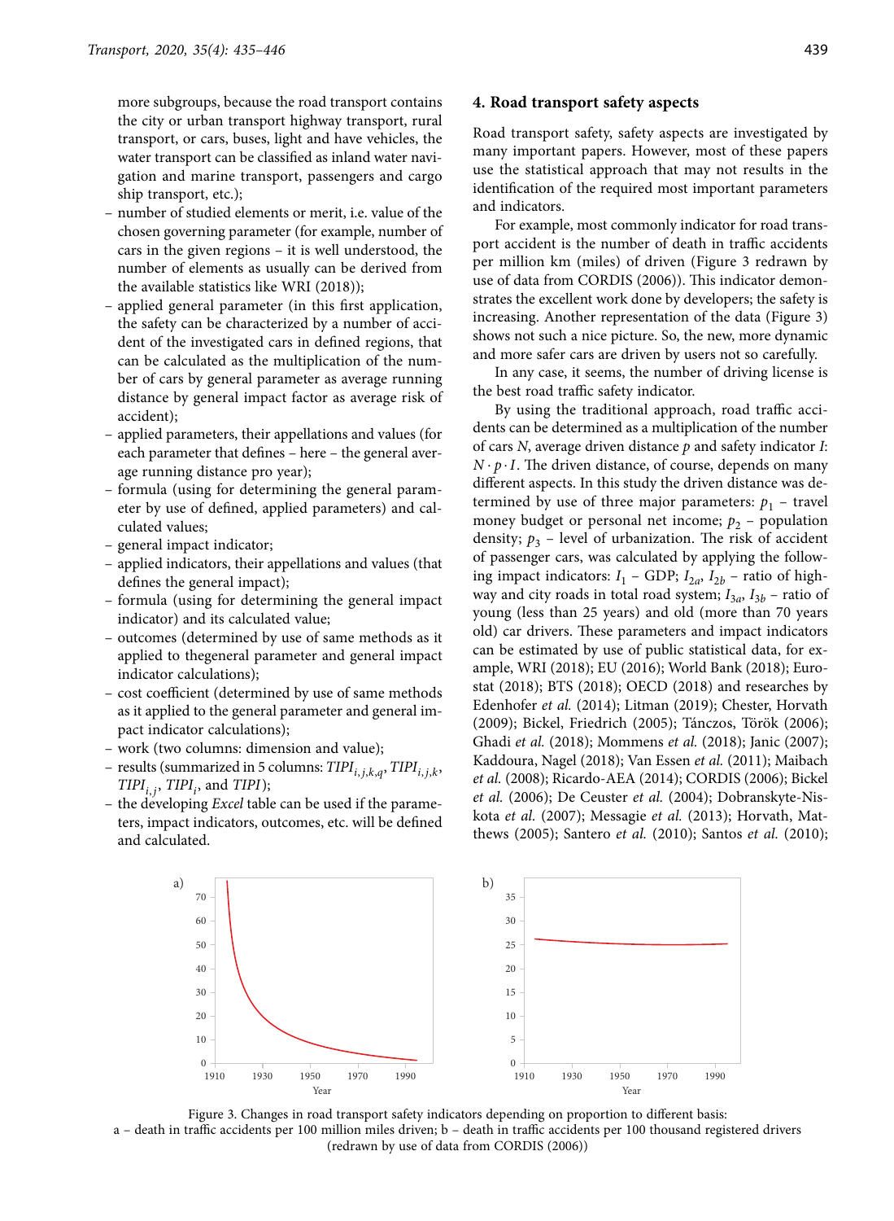more subgroups, because the road transport contains the city or urban transport highway transport, rural transport, or cars, buses, light and have vehicles, the water transport can be classified as inland water navigation and marine transport, passengers and cargo ship transport, etc.);

- number of studied elements or merit, i.e. value of the chosen governing parameter (for example, number of cars in the given regions – it is well understood, the number of elements as usually can be derived from the available statistics like WRI (2018));
- applied general parameter (in this first application, the safety can be characterized by a number of accident of the investigated cars in defined regions, that can be calculated as the multiplication of the number of cars by general parameter as average running distance by general impact factor as average risk of accident);
- applied parameters, their appellations and values (for each parameter that defines – here – the general average running distance pro year);
- formula (using for determining the general parameter by use of defined, applied parameters) and calculated values;
- general impact indicator;
- applied indicators, their appellations and values (that defines the general impact);
- formula (using for determining the general impact indicator) and its calculated value;
- outcomes (determined by use of same methods as it applied to thegeneral parameter and general impact indicator calculations);
- cost coefficient (determined by use of same methods as it applied to the general parameter and general impact indicator calculations);
- work (two columns: dimension and value);
- results (summarized in 5 columns: $TIPI_{i,j,k,q}$, $TIPI_{i,j,k}$, $TIPI_{i,j}$, $TIPI_i$, and $TIPI$);
- the developing *Excel* table can be used if the parameters, impact indicators, outcomes, etc. will be defined and calculated.

## 4. Road transport safety aspects

Road transport safety, safety aspects are investigated by many important papers. However, most of these papers use the statistical approach that may not results in the identification of the required most important parameters and indicators.

For example, most commonly indicator for road transport accident is the number of death in traffic accidents per million km (miles) of driven (Figure 3 redrawn by use of data from CORDIS (2006)). This indicator demonstrates the excellent work done by developers; the safety is increasing. Another representation of the data (Figure 3) shows not such a nice picture. So, the new, more dynamic and more safer cars are driven by users not so carefully.

In any case, it seems, the number of driving license is the best road traffic safety indicator.

By using the traditional approach, road traffic accidents can be determined as a multiplication of the number of cars $N$, average driven distance $p$ and safety indicator $I$: $N \cdot p \cdot I$. The driven distance, of course, depends on many different aspects. In this study the driven distance was determined by use of three major parameters: $p_1$ – travel money budget or personal net income; $p_2$ – population density; $p_3$ – level of urbanization. The risk of accident of passenger cars, was calculated by applying the following impact indicators: $I_1$ – GDP; $I_{2a}$, $I_{2b}$ – ratio of highway and city roads in total road system; $I_{3a}$, $I_{3b}$ – ratio of young (less than 25 years) and old (more than 70 years old) car drivers. These parameters and impact indicators can be estimated by use of public statistical data, for example, WRI (2018); EU (2016); World Bank (2018); Eurostat (2018); BTS (2018); OECD (2018) and researches by Edenhofer *et al.* (2014); Litman (2019); Chester, Horvath (2009); Bickel, Friedrich (2005); Tánczos, Török (2006); Ghadi *et al.* (2018); Mommens *et al.* (2018); Janic (2007); Kaddoura, Nagel (2018); Van Essen *et al.* (2011); Maibach *et al.* (2008); Ricardo-AEA (2014); CORDIS (2006); Bickel *et al.* (2006); De Ceuster *et al.* (2004); Dobranskyte-Niskota *et al.* (2007); Messagie *et al.* (2013); Horvath, Mathews (2005); Santero *et al.* (2010); Santos *et al.* (2010);

Figure 3. Changes in road transport safety indicators depending on proportion to different basis:
a – death in traffic accidents per 100 million miles driven; b – death in traffic accidents per 100 thousand registered drivers
(redrawn by use of data from CORDIS (2006))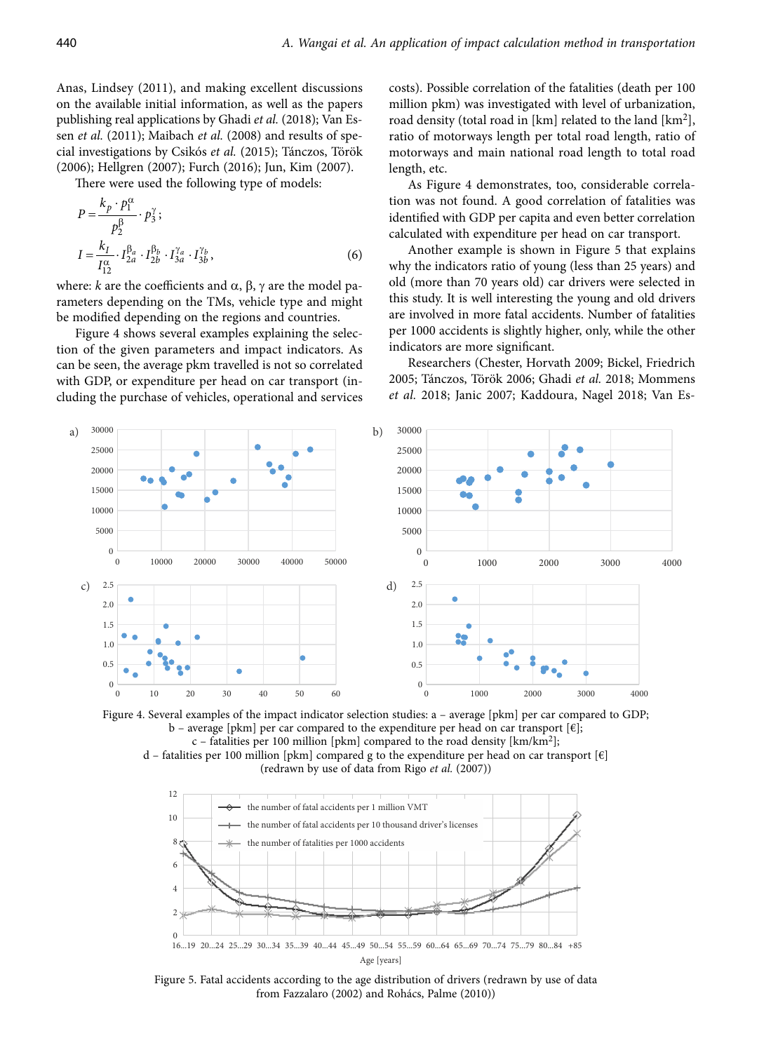Anas, Lindsey (2011), and making excellent discussions on the available initial information, as well as the papers publishing real applications by Ghadi *et al.* (2018); Van Essen *et al.* (2011); Maibach *et al.* (2008) and results of special investigations by Csikós *et al.* (2015); Tánczos, Török (2006); Hellgren (2007); Furch (2016); Jun, Kim (2007).

There were used the following type of models:

$$P = \frac{k_p \cdot p_1^{\alpha}}{p_2^{\beta}} \cdot p_3^{\gamma};$$

$$I = \frac{k_I}{I_{12}^{\alpha}} \cdot I_{2a}^{\beta_a} \cdot I_{2b}^{\beta_b} \cdot I_{3a}^{\gamma_a} \cdot I_{3b}^{\gamma_b}, \tag{6}$$

where: $k$ are the coefficients and $\alpha$, $\beta$, $\gamma$ are the model parameters depending on the TMs, vehicle type and might be modified depending on the regions and countries.

Figure 4 shows several examples explaining the selection of the given parameters and impact indicators. As can be seen, the average pkm travelled is not so correlated with GDP, or expenditure per head on car transport (including the purchase of vehicles, operational and services costs). Possible correlation of the fatalities (death per 100 million pkm) was investigated with level of urbanization, road density (total road in [km] related to the land [km$^2$], ratio of motorways length per total road length, ratio of motorways and main national road length to total road length, etc.

As Figure 4 demonstrates, too, considerable correlation was not found. A good correlation of fatalities was identified with GDP per capita and even better correlation calculated with expenditure per head on car transport.

Another example is shown in Figure 5 that explains why the indicators ratio of young (less than 25 years) and old (more than 70 years old) car drivers were selected in this study. It is well interesting the young and old drivers are involved in more fatal accidents. Number of fatalities per 1000 accidents is slightly higher, only, while the other indicators are more significant.

Researchers (Chester, Horvath 2009; Bickel, Friedrich 2005; Tánczos, Török 2006; Ghadi *et al.* 2018; Mommens *et al.* 2018; Janic 2007; Kaddoura, Nagel 2018; Van Es-

Figure 4. Several examples of the impact indicator selection studies: a – average [pkm] per car compared to GDP; b – average [pkm] per car compared to the expenditure per head on car transport [€]; c – fatalities per 100 million [pkm] compared to the road density [km/km$^2$]; d – fatalities per 100 million [pkm] compared g to the expenditure per head on car transport [€] (redrawn by use of data from Rigo *et al.* (2007))

Figure 5. Fatal accidents according to the age distribution of drivers (redrawn by use of data from Fazzalaro (2002) and Rohács, Palme (2010))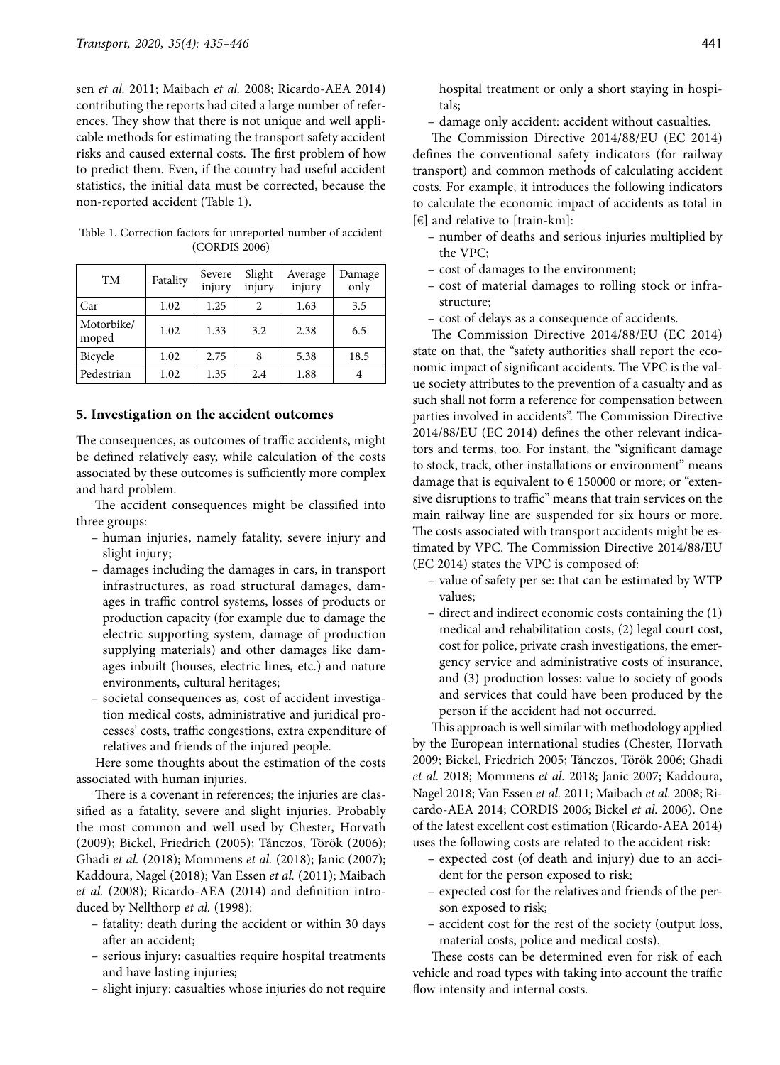sen *et al.* 2011; Maibach *et al.* 2008; Ricardo-AEA 2014) contributing the reports had cited a large number of references. They show that there is not unique and well applicable methods for estimating the transport safety accident risks and caused external costs. The first problem of how to predict them. Even, if the country had useful accident statistics, the initial data must be corrected, because the non-reported accident (Table 1).

Table 1. Correction factors for unreported number of accident (CORDIS 2006)

| TM | Fatality | Severe injury | Slight injury | Average injury | Damage only |
|---|---|---|---|---|---|
| Car | 1.02 | 1.25 | 2 | 1.63 | 3.5 |
| Motorbike/ moped | 1.02 | 1.33 | 3.2 | 2.38 | 6.5 |
| Bicycle | 1.02 | 2.75 | 8 | 5.38 | 18.5 |
| Pedestrian | 1.02 | 1.35 | 2.4 | 1.88 | 4 |

## 5. Investigation on the accident outcomes

The consequences, as outcomes of traffic accidents, might be defined relatively easy, while calculation of the costs associated by these outcomes is sufficiently more complex and hard problem.

The accident consequences might be classified into three groups:

- human injuries, namely fatality, severe injury and slight injury;
- damages including the damages in cars, in transport infrastructures, as road structural damages, damages in traffic control systems, losses of products or production capacity (for example due to damage the electric supporting system, damage of production supplying materials) and other damages like damages inbuilt (houses, electric lines, etc.) and nature environments, cultural heritages;
- societal consequences as, cost of accident investigation medical costs, administrative and juridical processes' costs, traffic congestions, extra expenditure of relatives and friends of the injured people.

Here some thoughts about the estimation of the costs associated with human injuries.

There is a covenant in references; the injuries are classified as a fatality, severe and slight injuries. Probably the most common and well used by Chester, Horvath (2009); Bickel, Friedrich (2005); Tánczos, Török (2006); Ghadi *et al.* (2018); Mommens *et al.* (2018); Janic (2007); Kaddoura, Nagel (2018); Van Essen *et al.* (2011); Maibach *et al.* (2008); Ricardo-AEA (2014) and definition introduced by Nellthorp *et al.* (1998):

- fatality: death during the accident or within 30 days after an accident;
- serious injury: casualties require hospital treatments and have lasting injuries;
- slight injury: casualties whose injuries do not require hospital treatment or only a short staying in hospitals;
- damage only accident: accident without casualties.

The Commission Directive 2014/88/EU (EC 2014) defines the conventional safety indicators (for railway transport) and common methods of calculating accident costs. For example, it introduces the following indicators to calculate the economic impact of accidents as total in [€] and relative to [train-km]:

- number of deaths and serious injuries multiplied by the VPC;
- cost of damages to the environment;
- cost of material damages to rolling stock or infrastructure;
- cost of delays as a consequence of accidents.

The Commission Directive 2014/88/EU (EC 2014) state on that, the "safety authorities shall report the economic impact of significant accidents. The VPC is the value society attributes to the prevention of a casualty and as such shall not form a reference for compensation between parties involved in accidents". The Commission Directive 2014/88/EU (EC 2014) defines the other relevant indicators and terms, too. For instant, the "significant damage to stock, track, other installations or environment" means damage that is equivalent to € 150000 or more; or "extensive disruptions to traffic" means that train services on the main railway line are suspended for six hours or more. The costs associated with transport accidents might be estimated by VPC. The Commission Directive 2014/88/EU (EC 2014) states the VPC is composed of:

- value of safety per se: that can be estimated by WTP values;
- direct and indirect economic costs containing the (1) medical and rehabilitation costs, (2) legal court cost, cost for police, private crash investigations, the emergency service and administrative costs of insurance, and (3) production losses: value to society of goods and services that could have been produced by the person if the accident had not occurred.

This approach is well similar with methodology applied by the European international studies (Chester, Horvath 2009; Bickel, Friedrich 2005; Tánczos, Török 2006; Ghadi *et al.* 2018; Mommens *et al.* 2018; Janic 2007; Kaddoura, Nagel 2018; Van Essen *et al.* 2011; Maibach *et al.* 2008; Ricardo-AEA 2014; CORDIS 2006; Bickel *et al.* 2006). One of the latest excellent cost estimation (Ricardo-AEA 2014) uses the following costs are related to the accident risk:

- expected cost (of death and injury) due to an accident for the person exposed to risk;
- expected cost for the relatives and friends of the person exposed to risk;
- accident cost for the rest of the society (output loss, material costs, police and medical costs).

These costs can be determined even for risk of each vehicle and road types with taking into account the traffic flow intensity and internal costs.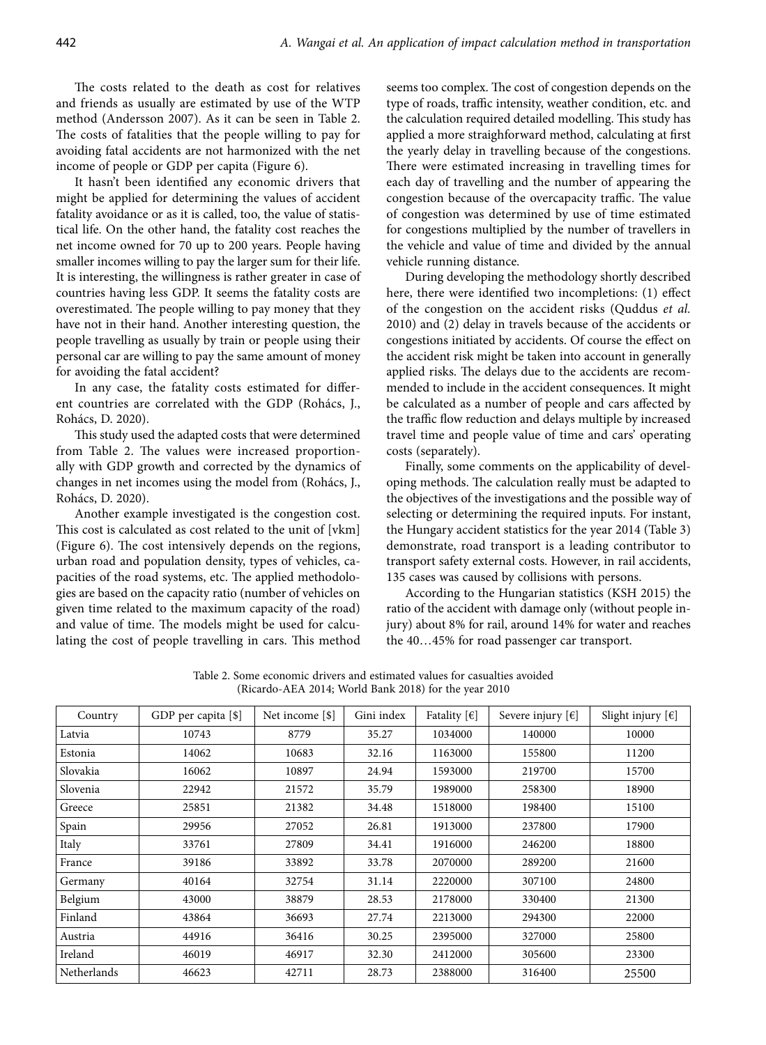The costs related to the death as cost for relatives and friends as usually are estimated by use of the WTP method (Andersson 2007). As it can be seen in Table 2. The costs of fatalities that the people willing to pay for avoiding fatal accidents are not harmonized with the net income of people or GDP per capita (Figure 6).

It hasn't been identified any economic drivers that might be applied for determining the values of accident fatality avoidance or as it is called, too, the value of statistical life. On the other hand, the fatality cost reaches the net income owned for 70 up to 200 years. People having smaller incomes willing to pay the larger sum for their life. It is interesting, the willingness is rather greater in case of countries having less GDP. It seems the fatality costs are overestimated. The people willing to pay money that they have not in their hand. Another interesting question, the people travelling as usually by train or people using their personal car are willing to pay the same amount of money for avoiding the fatal accident?

In any case, the fatality costs estimated for different countries are correlated with the GDP (Rohács, J., Rohács, D. 2020).

This study used the adapted costs that were determined from Table 2. The values were increased proportionally with GDP growth and corrected by the dynamics of changes in net incomes using the model from (Rohács, J., Rohács, D. 2020).

Another example investigated is the congestion cost. This cost is calculated as cost related to the unit of [vkm] (Figure 6). The cost intensively depends on the regions, urban road and population density, types of vehicles, capacities of the road systems, etc. The applied methodologies are based on the capacity ratio (number of vehicles on given time related to the maximum capacity of the road) and value of time. The models might be used for calculating the cost of people travelling in cars. This method seems too complex. The cost of congestion depends on the type of roads, traffic intensity, weather condition, etc. and the calculation required detailed modelling. This study has applied a more straighforward method, calculating at first the yearly delay in travelling because of the congestions. There were estimated increasing in travelling times for each day of travelling and the number of appearing the congestion because of the overcapacity traffic. The value of congestion was determined by use of time estimated for congestions multiplied by the number of travellers in the vehicle and value of time and divided by the annual vehicle running distance.

During developing the methodology shortly described here, there were identified two incompletions: (1) effect of the congestion on the accident risks (Quddus *et al.* 2010) and (2) delay in travels because of the accidents or congestions initiated by accidents. Of course the effect on the accident risk might be taken into account in generally applied risks. The delays due to the accidents are recommended to include in the accident consequences. It might be calculated as a number of people and cars affected by the traffic flow reduction and delays multiple by increased travel time and people value of time and cars' operating costs (separately).

Finally, some comments on the applicability of developing methods. The calculation really must be adapted to the objectives of the investigations and the possible way of selecting or determining the required inputs. For instant, the Hungary accident statistics for the year 2014 (Table 3) demonstrate, road transport is a leading contributor to transport safety external costs. However, in rail accidents, 135 cases was caused by collisions with persons.

According to the Hungarian statistics (KSH 2015) the ratio of the accident with damage only (without people injury) about 8% for rail, around 14% for water and reaches the 40…45% for road passenger car transport.

Table 2. Some economic drivers and estimated values for casualties avoided (Ricardo-AEA 2014; World Bank 2018) for the year 2010

| Country | GDP per capita [$] | Net income [$] | Gini index | Fatality [€] | Severe injury [€] | Slight injury [€] |
|---|---|---|---|---|---|---|
| Latvia | 10743 | 8779 | 35.27 | 1034000 | 140000 | 10000 |
| Estonia | 14062 | 10683 | 32.16 | 1163000 | 155800 | 11200 |
| Slovakia | 16062 | 10897 | 24.94 | 1593000 | 219700 | 15700 |
| Slovenia | 22942 | 21572 | 35.79 | 1989000 | 258300 | 18900 |
| Greece | 25851 | 21382 | 34.48 | 1518000 | 198400 | 15100 |
| Spain | 29956 | 27052 | 26.81 | 1913000 | 237800 | 17900 |
| Italy | 33761 | 27809 | 34.41 | 1916000 | 246200 | 18800 |
| France | 39186 | 33892 | 33.78 | 2070000 | 289200 | 21600 |
| Germany | 40164 | 32754 | 31.14 | 2220000 | 307100 | 24800 |
| Belgium | 43000 | 38879 | 28.53 | 2178000 | 330400 | 21300 |
| Finland | 43864 | 36693 | 27.74 | 2213000 | 294300 | 22000 |
| Austria | 44916 | 36416 | 30.25 | 2395000 | 327000 | 25800 |
| Ireland | 46019 | 46917 | 32.30 | 2412000 | 305600 | 23300 |
| Netherlands | 46623 | 42711 | 28.73 | 2388000 | 316400 | 25500 |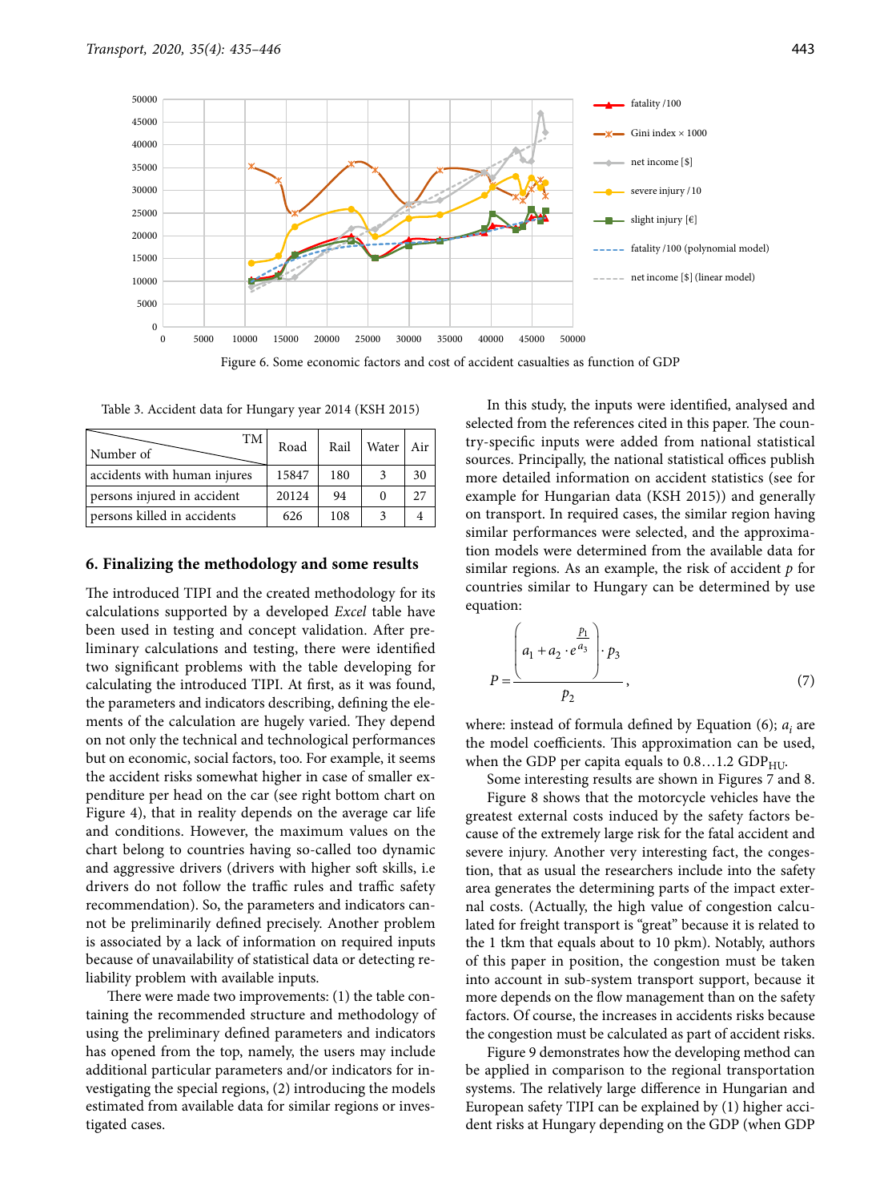Figure 6. Some economic factors and cost of accident casualties as function of GDP

Table 3. Accident data for Hungary year 2014 (KSH 2015)

| Number of \ TM | Road | Rail | Water | Air |
|---|---|---|---|---|
| accidents with human injures | 15847 | 180 | 3 | 30 |
| persons injured in accident | 20124 | 94 | 0 | 27 |
| persons killed in accidents | 626 | 108 | 3 | 4 |

## 6. Finalizing the methodology and some results

The introduced TIPI and the created methodology for its calculations supported by a developed *Excel* table have been used in testing and concept validation. After preliminary calculations and testing, there were identified two significant problems with the table developing for calculating the introduced TIPI. At first, as it was found, the parameters and indicators describing, defining the elements of the calculation are hugely varied. They depend on not only the technical and technological performances but on economic, social factors, too. For example, it seems the accident risks somewhat higher in case of smaller expenditure per head on the car (see right bottom chart on Figure 4), that in reality depends on the average car life and conditions. However, the maximum values on the chart belong to countries having so-called too dynamic and aggressive drivers (drivers with higher soft skills, i.e drivers do not follow the traffic rules and traffic safety recommendation). So, the parameters and indicators cannot be preliminarily defined precisely. Another problem is associated by a lack of information on required inputs because of unavailability of statistical data or detecting reliability problem with available inputs.

There were made two improvements: (1) the table containing the recommended structure and methodology of using the preliminary defined parameters and indicators has opened from the top, namely, the users may include additional particular parameters and/or indicators for investigating the special regions, (2) introducing the models estimated from available data for similar regions or investigated cases.

In this study, the inputs were identified, analysed and selected from the references cited in this paper. The country-specific inputs were added from national statistical sources. Principally, the national statistical offices publish more detailed information on accident statistics (see for example for Hungarian data (KSH 2015)) and generally on transport. In required cases, the similar region having similar performances were selected, and the approximation models were determined from the available data for similar regions. As an example, the risk of accident $p$ for countries similar to Hungary can be determined by use equation:

$$P = \frac{\left(a_1 + a_2 \cdot e^{\frac{p_1}{a_3}}\right) \cdot p_3}{p_2}, \tag{7}$$

where: instead of formula defined by Equation (6); $a_i$ are the model coefficients. This approximation can be used, when the GDP per capita equals to 0.8…1.2 $\text{GDP}_{\text{HU}}$.

Some interesting results are shown in Figures 7 and 8.

Figure 8 shows that the motorcycle vehicles have the greatest external costs induced by the safety factors because of the extremely large risk for the fatal accident and severe injury. Another very interesting fact, the congestion, that as usual the researchers include into the safety area generates the determining parts of the impact external costs. (Actually, the high value of congestion calculated for freight transport is "great" because it is related to the 1 tkm that equals about to 10 pkm). Notably, authors of this paper in position, the congestion must be taken into account in sub-system transport support, because it more depends on the flow management than on the safety factors. Of course, the increases in accidents risks because the congestion must be calculated as part of accident risks.

Figure 9 demonstrates how the developing method can be applied in comparison to the regional transportation systems. The relatively large difference in Hungarian and European safety TIPI can be explained by (1) higher accident risks at Hungary depending on the GDP (when GDP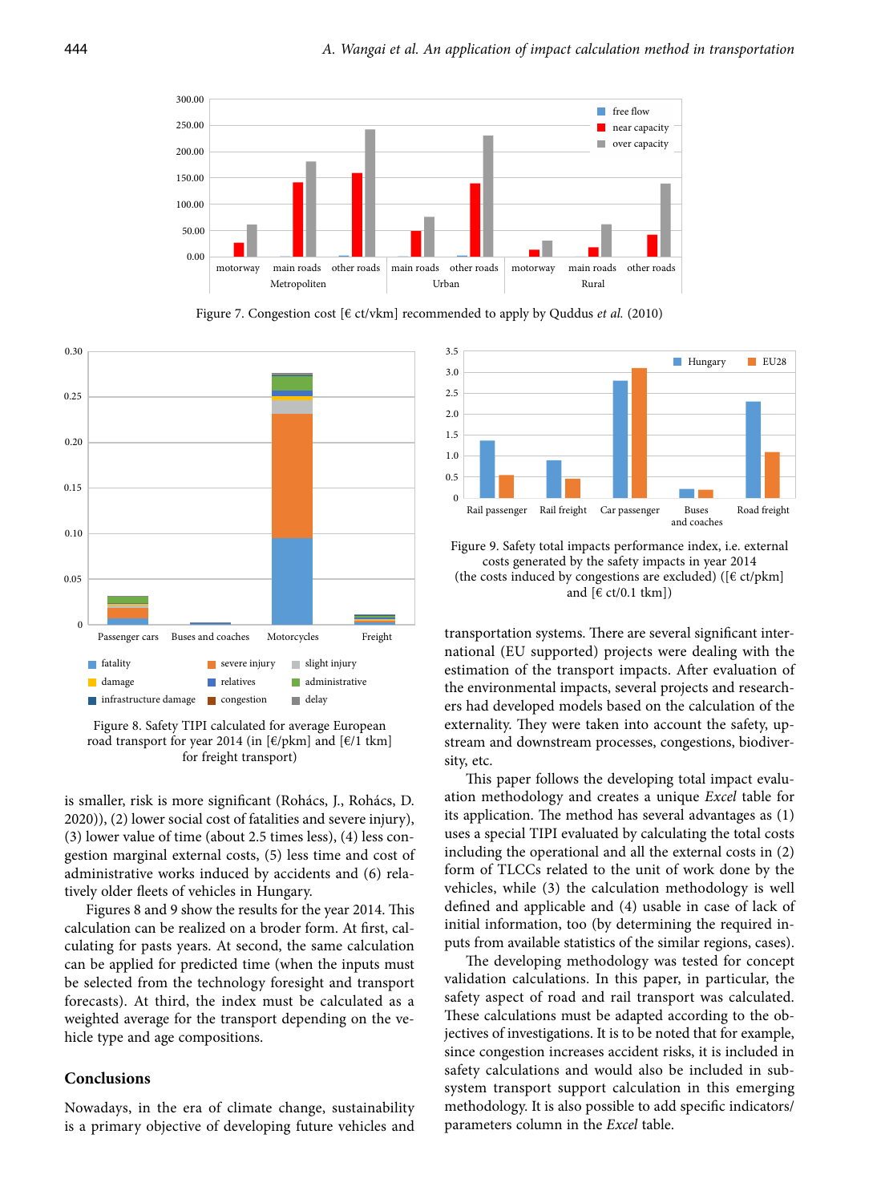Figure 7. Congestion cost [€ ct/vkm] recommended to apply by Quddus *et al.* (2010)

Figure 8. Safety TIPI calculated for average European road transport for year 2014 (in [€/pkm] and [€/1 tkm] for freight transport)

Figure 9. Safety total impacts performance index, i.e. external costs generated by the safety impacts in year 2014 (the costs induced by congestions are excluded) ([€ ct/pkm] and [€ ct/0.1 tkm])

is smaller, risk is more significant (Rohács, J., Rohács, D. 2020)), (2) lower social cost of fatalities and severe injury), (3) lower value of time (about 2.5 times less), (4) less congestion marginal external costs, (5) less time and cost of administrative works induced by accidents and (6) relatively older fleets of vehicles in Hungary.

Figures 8 and 9 show the results for the year 2014. This calculation can be realized on a broder form. At first, calculating for pasts years. At second, the same calculation can be applied for predicted time (when the inputs must be selected from the technology foresight and transport forecasts). At third, the index must be calculated as a weighted average for the transport depending on the vehicle type and age compositions.

## Conclusions

Nowadays, in the era of climate change, sustainability is a primary objective of developing future vehicles and transportation systems. There are several significant international (EU supported) projects were dealing with the estimation of the transport impacts. After evaluation of the environmental impacts, several projects and researchers had developed models based on the calculation of the externality. They were taken into account the safety, upstream and downstream processes, congestions, biodiversity, etc.

This paper follows the developing total impact evaluation methodology and creates a unique *Excel* table for its application. The method has several advantages as (1) uses a special TIPI evaluated by calculating the total costs including the operational and all the external costs in (2) form of TLCCs related to the unit of work done by the vehicles, while (3) the calculation methodology is well defined and applicable and (4) usable in case of lack of initial information, too (by determining the required inputs from available statistics of the similar regions, cases).

The developing methodology was tested for concept validation calculations. In this paper, in particular, the safety aspect of road and rail transport was calculated. These calculations must be adapted according to the objectives of investigations. It is to be noted that for example, since congestion increases accident risks, it is included in safety calculations and would also be included in subsystem transport support calculation in this emerging methodology. It is also possible to add specific indicators/parameters column in the *Excel* table.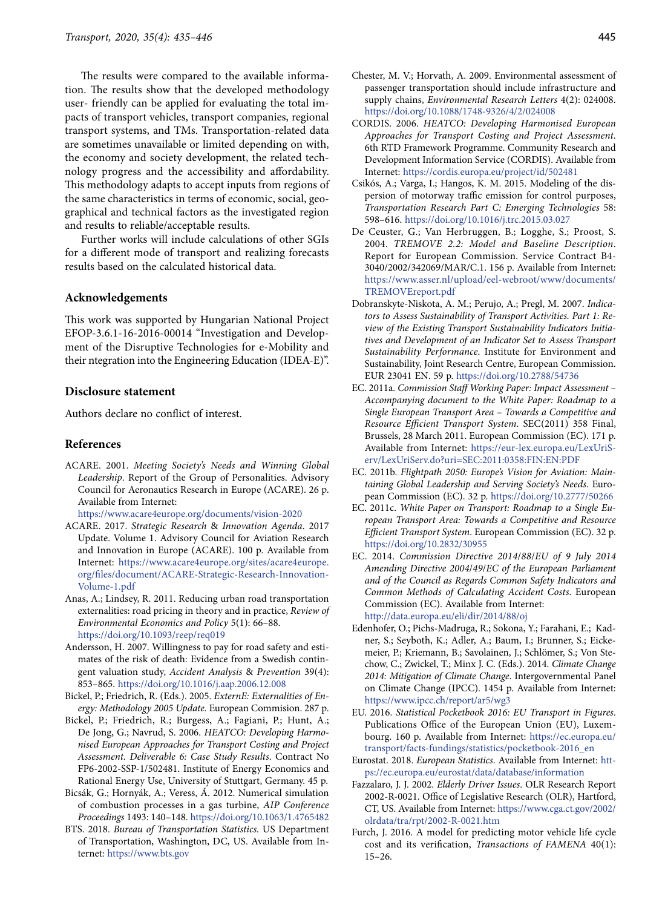The results were compared to the available information. The results show that the developed methodology user- friendly can be applied for evaluating the total impacts of transport vehicles, transport companies, regional transport systems, and TMs. Transportation-related data are sometimes unavailable or limited depending on with, the economy and society development, the related technology progress and the accessibility and affordability. This methodology adapts to accept inputs from regions of the same characteristics in terms of economic, social, geographical and technical factors as the investigated region and results to reliable/acceptable results.

Further works will include calculations of other SGIs for a different mode of transport and realizing forecasts results based on the calculated historical data.

## Acknowledgements

This work was supported by Hungarian National Project EFOP-3.6.1-16-2016-00014 "Investigation and Development of the Disruptive Technologies for e-Mobility and their ntegration into the Engineering Education (IDEA-E)".

## Disclosure statement

Authors declare no conflict of interest.

## References

ACARE. 2001. *Meeting Society's Needs and Winning Global Leadership*. Report of the Group of Personalities. Advisory Council for Aeronautics Research in Europe (ACARE). 26 p. Available from Internet: https://www.acare4europe.org/documents/vision-2020

ACARE. 2017. *Strategic Research & Innovation Agenda*. 2017 Update. Volume 1. Advisory Council for Aviation Research and Innovation in Europe (ACARE). 100 p. Available from Internet: https://www.acare4europe.org/sites/acare4europe.org/files/document/ACARE-Strategic-Research-Innovation-Volume-1.pdf

Anas, A.; Lindsey, R. 2011. Reducing urban road transportation externalities: road pricing in theory and in practice, *Review of Environmental Economics and Policy* 5(1): 66–88. https://doi.org/10.1093/reep/req019

Andersson, H. 2007. Willingness to pay for road safety and estimates of the risk of death: Evidence from a Swedish contingent valuation study, *Accident Analysis & Prevention* 39(4): 853–865. https://doi.org/10.1016/j.aap.2006.12.008

Bickel, P.; Friedrich, R. (Eds.). 2005. *ExternE: Externalities of Energy: Methodology 2005 Update.* European Commision. 287 p.

Bickel, P.; Friedrich, R.; Burgess, A.; Fagiani, P.; Hunt, A.; De Jong, G.; Navrud, S. 2006. *HEATCO: Developing Harmonised European Approaches for Transport Costing and Project Assessment. Deliverable 6: Case Study Results*. Contract No FP6-2002-SSP-1/502481. Institute of Energy Economics and Rational Energy Use, University of Stuttgart, Germany. 45 p.

Bicsák, G.; Hornyák, A.; Veress, Á. 2012. Numerical simulation of combustion processes in a gas turbine, *AIP Conference Proceedings* 1493: 140–148. https://doi.org/10.1063/1.4765482

BTS. 2018. *Bureau of Transportation Statistics.* US Department of Transportation, Washington, DC, US. Available from Internet: https://www.bts.gov

Chester, M. V.; Horvath, A. 2009. Environmental assessment of passenger transportation should include infrastructure and supply chains, *Environmental Research Letters* 4(2): 024008. https://doi.org/10.1088/1748-9326/4/2/024008

CORDIS. 2006. *HEATCO: Developing Harmonised European Approaches for Transport Costing and Project Assessment.* 6th RTD Framework Programme. Community Research and Development Information Service (CORDIS). Available from Internet: https://cordis.europa.eu/project/id/502481

Csikós, A.; Varga, I.; Hangos, K. M. 2015. Modeling of the dispersion of motorway traffic emission for control purposes, *Transportation Research Part C: Emerging Technologies* 58: 598–616. https://doi.org/10.1016/j.trc.2015.03.027

De Ceuster, G.; Van Herbruggen, B.; Logghe, S.; Proost, S. 2004. *TREMOVE 2.2: Model and Baseline Description*. Report for European Commission. Service Contract B4-3040/2002/342069/MAR/C.1. 156 p. Available from Internet: https://www.asser.nl/upload/eel-webroot/www/documents/TREMOVEreport.pdf

Dobranskyte-Niskota, A. M.; Perujo, A.; Pregl, M. 2007. *Indicators to Assess Sustainability of Transport Activities. Part 1: Review of the Existing Transport Sustainability Indicators Initiatives and Development of an Indicator Set to Assess Transport Sustainability Performance.* Institute for Environment and Sustainability, Joint Research Centre, European Commission. EUR 23041 EN. 59 p. https://doi.org/10.2788/54736

EC. 2011a. *Commission Staff Working Paper: Impact Assessment – Accompanying document to the White Paper: Roadmap to a Single European Transport Area – Towards a Competitive and Resource Efficient Transport System*. SEC(2011) 358 Final, Brussels, 28 March 2011. European Commission (EC). 171 p. Available from Internet: https://eur-lex.europa.eu/LexUriServ/LexUriServ.do?uri=SEC:2011:0358:FIN:EN:PDF

EC. 2011b. *Flightpath 2050: Europe's Vision for Aviation: Maintaining Global Leadership and Serving Society's Needs*. European Commission (EC). 32 p. https://doi.org/10.2777/50266

EC. 2011c. *White Paper on Transport: Roadmap to a Single European Transport Area: Towards a Competitive and Resource Efficient Transport System*. European Commission (EC). 32 p. https://doi.org/10.2832/30955

EC. 2014. *Commission Directive 2014/88/EU of 9 July 2014 Amending Directive 2004/49/EC of the European Parliament and of the Council as Regards Common Safety Indicators and Common Methods of Calculating Accident Costs*. European Commission (EC). Available from Internet: http://data.europa.eu/eli/dir/2014/88/oj

Edenhofer, O.; Pichs-Madruga, R.; Sokona, Y.; Farahani, E.; Kadner, S.; Seyboth, K.; Adler, A.; Baum, I.; Brunner, S.; Eickemeier, P.; Kriemann, B.; Savolainen, J.; Schlömer, S.; Von Stechow, C.; Zwickel, T.; Minx J. C. (Eds.). 2014. *Climate Change 2014: Mitigation of Climate Change*. Intergovernmental Panel on Climate Change (IPCC). 1454 p. Available from Internet: https://www.ipcc.ch/report/ar5/wg3

EU. 2016. *Statistical Pocketbook 2016: EU Transport in Figures*. Publications Office of the European Union (EU), Luxembourg. 160 p. Available from Internet: https://ec.europa.eu/transport/facts-fundings/statistics/pocketbook-2016_en

Eurostat. 2018. *European Statistics*. Available from Internet: https://ec.europa.eu/eurostat/data/database/information

Fazzalaro, J. J. 2002. *Elderly Driver Issues*. OLR Research Report 2002-R-0021. Office of Legislative Research (OLR), Hartford, CT, US. Available from Internet: https://www.cga.ct.gov/2002/olrdata/tra/rpt/2002-R-0021.htm

Furch, J. 2016. A model for predicting motor vehicle life cycle cost and its verification, *Transactions of FAMENA* 40(1): 15–26.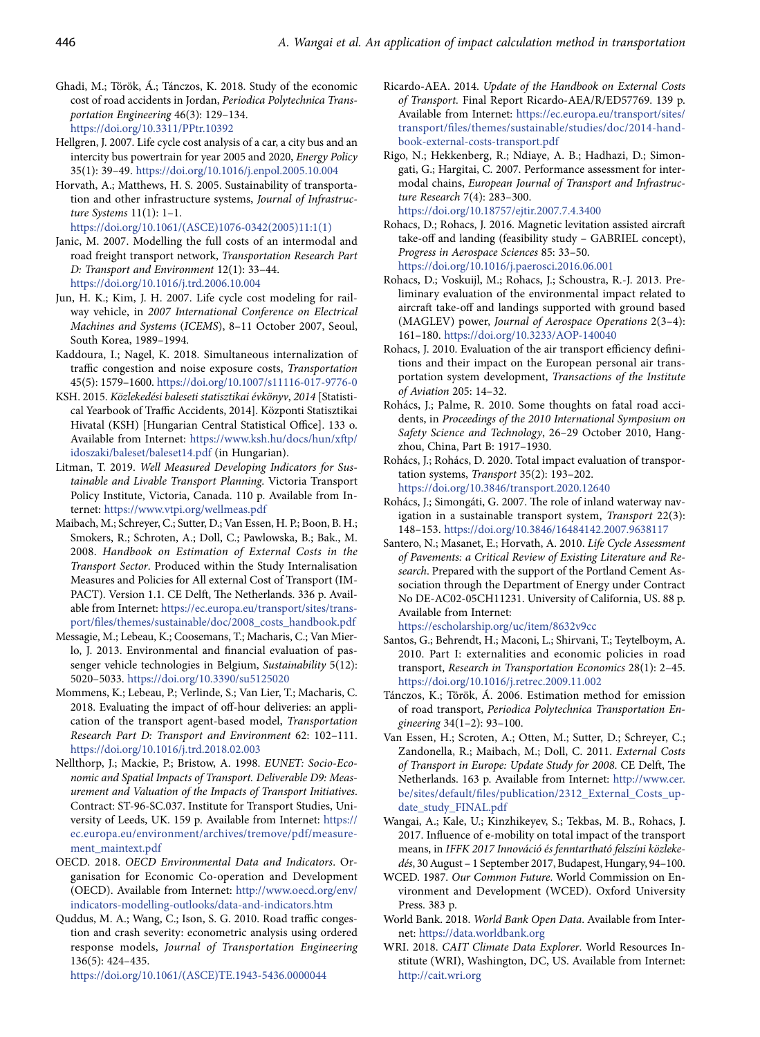Ghadi, M.; Török, Á.; Tánczos, K. 2018. Study of the economic cost of road accidents in Jordan, *Periodica Polytechnica Transportation Engineering* 46(3): 129–134. https://doi.org/10.3311/PPtr.10392

Hellgren, J. 2007. Life cycle cost analysis of a car, a city bus and an intercity bus powertrain for year 2005 and 2020, *Energy Policy* 35(1): 39–49. https://doi.org/10.1016/j.enpol.2005.10.004

Horvath, A.; Matthews, H. S. 2005. Sustainability of transportation and other infrastructure systems, *Journal of Infrastructure Systems* 11(1): 1–1. https://doi.org/10.1061/(ASCE)1076-0342(2005)11:1(1)

Janic, M. 2007. Modelling the full costs of an intermodal and road freight transport network, *Transportation Research Part D: Transport and Environment* 12(1): 33–44. https://doi.org/10.1016/j.trd.2006.10.004

Jun, H. K.; Kim, J. H. 2007. Life cycle cost modeling for railway vehicle, in *2007 International Conference on Electrical Machines and Systems* (*ICEMS*), 8–11 October 2007, Seoul, South Korea, 1989–1994.

Kaddoura, I.; Nagel, K. 2018. Simultaneous internalization of traffic congestion and noise exposure costs, *Transportation* 45(5): 1579–1600. https://doi.org/10.1007/s11116-017-9776-0

KSH. 2015. *Közlekedési baleseti statisztikai évkönyv*, *2014* [Statistical Yearbook of Traffic Accidents, 2014]. Központi Statisztikai Hivatal (KSH) [Hungarian Central Statistical Office]. 133 o. Available from Internet: https://www.ksh.hu/docs/hun/xftp/idoszaki/baleset/baleset14.pdf (in Hungarian).

Litman, T. 2019. *Well Measured Developing Indicators for Sustainable and Livable Transport Planning*. Victoria Transport Policy Institute, Victoria, Canada. 110 p. Available from Internet: https://www.vtpi.org/wellmeas.pdf

Maibach, M.; Schreyer, C.; Sutter, D.; Van Essen, H. P.; Boon, B. H.; Smokers, R.; Schroten, A.; Doll, C.; Pawlowska, B.; Bak., M. 2008. *Handbook on Estimation of External Costs in the Transport Sector*. Produced within the Study Internalisation Measures and Policies for All external Cost of Transport (IMPACT). Version 1.1. CE Delft, The Netherlands. 336 p. Available from Internet: https://ec.europa.eu/transport/sites/transport/files/themes/sustainable/doc/2008_costs_handbook.pdf

Messagie, M.; Lebeau, K.; Coosemans, T.; Macharis, C.; Van Mierlo, J. 2013. Environmental and financial evaluation of passenger vehicle technologies in Belgium, *Sustainability* 5(12): 5020–5033. https://doi.org/10.3390/su5125020

Mommens, K.; Lebeau, P.; Verlinde, S.; Van Lier, T.; Macharis, C. 2018. Evaluating the impact of off-hour deliveries: an application of the transport agent-based model, *Transportation Research Part D: Transport and Environment* 62: 102–111. https://doi.org/10.1016/j.trd.2018.02.003

Nellthorp, J.; Mackie, P.; Bristow, A. 1998. *EUNET: Socio-Economic and Spatial Impacts of Transport. Deliverable D9: Measurement and Valuation of the Impacts of Transport Initiatives*. Contract: ST-96-SC.037. Institute for Transport Studies, University of Leeds, UK. 159 p. Available from Internet: https://ec.europa.eu/environment/archives/tremove/pdf/measurement_maintext.pdf

OECD. 2018. *OECD Environmental Data and Indicators*. Organisation for Economic Co-operation and Development (OECD). Available from Internet: http://www.oecd.org/env/indicators-modelling-outlooks/data-and-indicators.htm

Quddus, M. A.; Wang, C.; Ison, S. G. 2010. Road traffic congestion and crash severity: econometric analysis using ordered response models, *Journal of Transportation Engineering* 136(5): 424–435. https://doi.org/10.1061/(ASCE)TE.1943-5436.0000044

Ricardo-AEA. 2014. *Update of the Handbook on External Costs of Transport*. Final Report Ricardo-AEA/R/ED57769. 139 p. Available from Internet: https://ec.europa.eu/transport/sites/transport/files/themes/sustainable/studies/doc/2014-handbook-external-costs-transport.pdf

Rigo, N.; Hekkenberg, R.; Ndiaye, A. B.; Hadhazi, D.; Simongati, G.; Hargitai, C. 2007. Performance assessment for intermodal chains, *European Journal of Transport and Infrastructure Research* 7(4): 283–300. https://doi.org/10.18757/ejtir.2007.7.4.3400

Rohacs, D.; Rohacs, J. 2016. Magnetic levitation assisted aircraft take-off and landing (feasibility study – GABRIEL concept), *Progress in Aerospace Sciences* 85: 33–50. https://doi.org/10.1016/j.paerosci.2016.06.001

Rohacs, D.; Voskuijl, M.; Rohacs, J.; Schoustra, R.-J. 2013. Preliminary evaluation of the environmental impact related to aircraft take-off and landings supported with ground based (MAGLEV) power, *Journal of Aerospace Operations* 2(3–4): 161–180. https://doi.org/10.3233/AOP-140040

Rohacs, J. 2010. Evaluation of the air transport efficiency definitions and their impact on the European personal air transportation system development, *Transactions of the Institute of Aviation* 205: 14–32.

Rohács, J.; Palme, R. 2010. Some thoughts on fatal road accidents, in *Proceedings of the 2010 International Symposium on Safety Science and Technology*, 26–29 October 2010, Hangzhou, China, Part B: 1917–1930.

Rohács, J.; Rohács, D. 2020. Total impact evaluation of transportation systems, *Transport* 35(2): 193–202. https://doi.org/10.3846/transport.2020.12640

Rohács, J.; Simongáti, G. 2007. The role of inland waterway navigation in a sustainable transport system, *Transport* 22(3): 148–153. https://doi.org/10.3846/16484142.2007.9638117

Santero, N.; Masanet, E.; Horvath, A. 2010. *Life Cycle Assessment of Pavements: a Critical Review of Existing Literature and Research*. Prepared with the support of the Portland Cement Association through the Department of Energy under Contract No DE-AC02-05CH11231. University of California, US. 88 p. Available from Internet: https://escholarship.org/uc/item/8632v9cc

Santos, G.; Behrendt, H.; Maconi, L.; Shirvani, T.; Teytelboym, A. 2010. Part I: externalities and economic policies in road transport, *Research in Transportation Economics* 28(1): 2–45. https://doi.org/10.1016/j.retrec.2009.11.002

Tánczos, K.; Török, Á. 2006. Estimation method for emission of road transport, *Periodica Polytechnica Transportation Engineering* 34(1–2): 93–100.

Van Essen, H.; Scroten, A.; Otten, M.; Sutter, D.; Schreyer, C.; Zandonella, R.; Maibach, M.; Doll, C. 2011. *External Costs of Transport in Europe: Update Study for 2008*. CE Delft, The Netherlands. 163 p. Available from Internet: http://www.cer.be/sites/default/files/publication/2312_External_Costs_update_study_FINAL.pdf

Wangai, A.; Kale, U.; Kinzhikeyev, S.; Tekbas, M. B., Rohacs, J. 2017. Influence of e-mobility on total impact of the transport means, in *IFFK 2017 Innováció és fenntartható felszíni közlekedés*, 30 August – 1 September 2017, Budapest, Hungary, 94–100.

WCED. 1987. *Our Common Future*. World Commission on Environment and Development (WCED). Oxford University Press. 383 p.

World Bank. 2018. *World Bank Open Data*. Available from Internet: https://data.worldbank.org

WRI. 2018. *CAIT Climate Data Explorer*. World Resources Institute (WRI), Washington, DC, US. Available from Internet: http://cait.wri.org